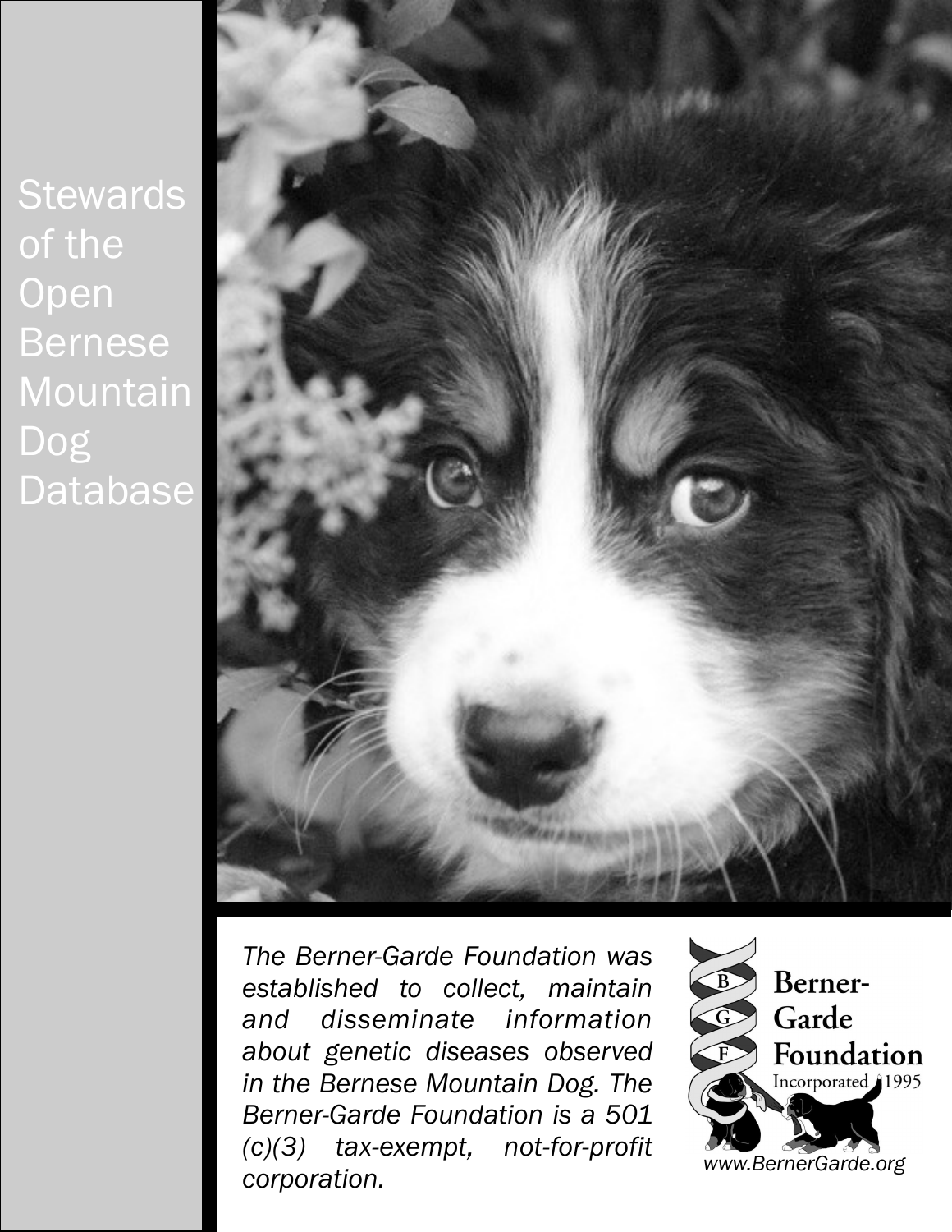# Stewards of the Open Bernese Mountain Dog Database

*The Berner-Garde Foundation was established to collect, maintain and disseminate information about genetic diseases observed in the Bernese Mountain Dog. The Berner-Garde Foundation is a 501 (c)(3) tax-exempt, not-for-profit corporation.*

Berner-Garde Foundation
Incorporated 1995

*www.BernerGarde.org*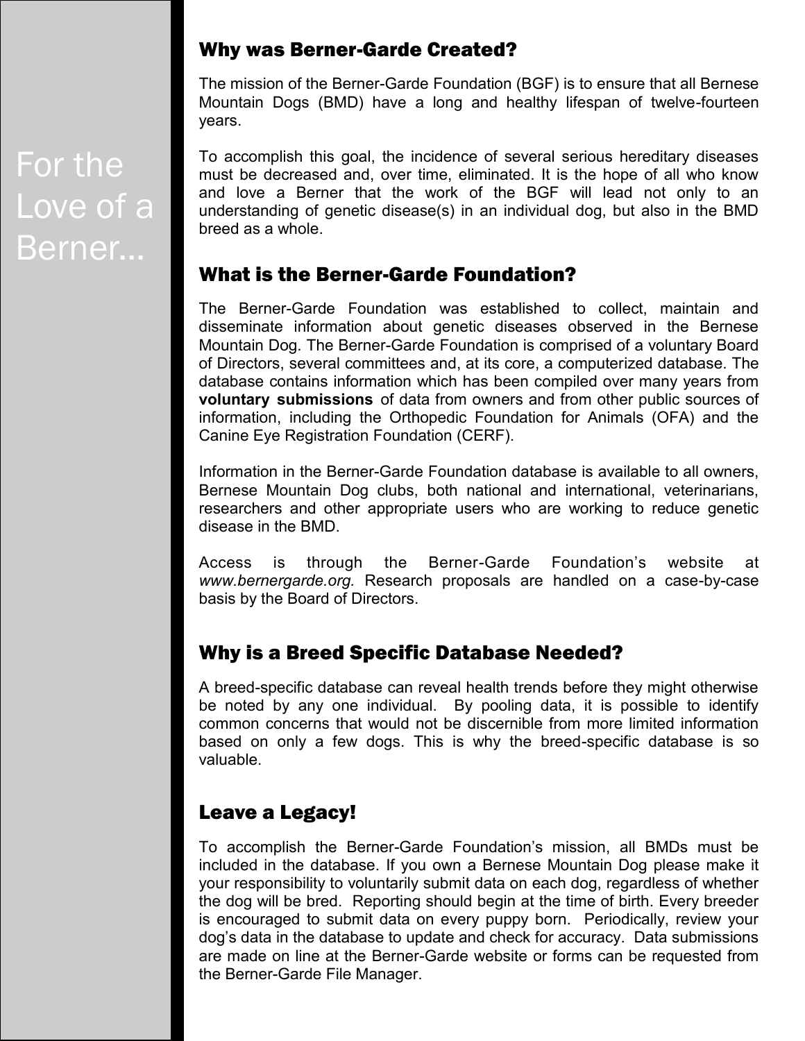For the Love of a Berner...

## Why was Berner-Garde Created?

The mission of the Berner-Garde Foundation (BGF) is to ensure that all Bernese Mountain Dogs (BMD) have a long and healthy lifespan of twelve-fourteen years.

To accomplish this goal, the incidence of several serious hereditary diseases must be decreased and, over time, eliminated. It is the hope of all who know and love a Berner that the work of the BGF will lead not only to an understanding of genetic disease(s) in an individual dog, but also in the BMD breed as a whole.

## What is the Berner-Garde Foundation?

The Berner-Garde Foundation was established to collect, maintain and disseminate information about genetic diseases observed in the Bernese Mountain Dog. The Berner-Garde Foundation is comprised of a voluntary Board of Directors, several committees and, at its core, a computerized database. The database contains information which has been compiled over many years from **voluntary submissions** of data from owners and from other public sources of information, including the Orthopedic Foundation for Animals (OFA) and the Canine Eye Registration Foundation (CERF).

Information in the Berner-Garde Foundation database is available to all owners, Bernese Mountain Dog clubs, both national and international, veterinarians, researchers and other appropriate users who are working to reduce genetic disease in the BMD.

Access is through the Berner-Garde Foundation's website at *www.bernergarde.org.* Research proposals are handled on a case-by-case basis by the Board of Directors.

## Why is a Breed Specific Database Needed?

A breed-specific database can reveal health trends before they might otherwise be noted by any one individual. By pooling data, it is possible to identify common concerns that would not be discernible from more limited information based on only a few dogs. This is why the breed-specific database is so valuable.

## Leave a Legacy!

To accomplish the Berner-Garde Foundation's mission, all BMDs must be included in the database. If you own a Bernese Mountain Dog please make it your responsibility to voluntarily submit data on each dog, regardless of whether the dog will be bred. Reporting should begin at the time of birth. Every breeder is encouraged to submit data on every puppy born. Periodically, review your dog's data in the database to update and check for accuracy. Data submissions are made on line at the Berner-Garde website or forms can be requested from the Berner-Garde File Manager.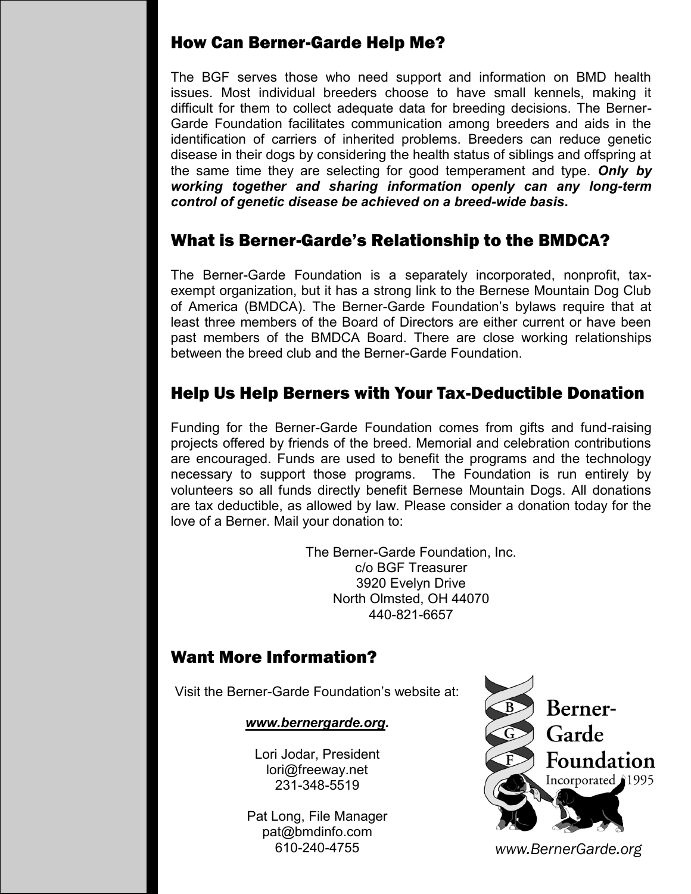## How Can Berner-Garde Help Me?

The BGF serves those who need support and information on BMD health issues. Most individual breeders choose to have small kennels, making it difficult for them to collect adequate data for breeding decisions. The Berner-Garde Foundation facilitates communication among breeders and aids in the identification of carriers of inherited problems. Breeders can reduce genetic disease in their dogs by considering the health status of siblings and offspring at the same time they are selecting for good temperament and type. ***Only by working together and sharing information openly can any long-term control of genetic disease be achieved on a breed-wide basis*.**

## What is Berner-Garde's Relationship to the BMDCA?

The Berner-Garde Foundation is a separately incorporated, nonprofit, tax-exempt organization, but it has a strong link to the Bernese Mountain Dog Club of America (BMDCA). The Berner-Garde Foundation's bylaws require that at least three members of the Board of Directors are either current or have been past members of the BMDCA Board. There are close working relationships between the breed club and the Berner-Garde Foundation.

## Help Us Help Berners with Your Tax-Deductible Donation

Funding for the Berner-Garde Foundation comes from gifts and fund-raising projects offered by friends of the breed. Memorial and celebration contributions are encouraged. Funds are used to benefit the programs and the technology necessary to support those programs. The Foundation is run entirely by volunteers so all funds directly benefit Bernese Mountain Dogs. All donations are tax deductible, as allowed by law. Please consider a donation today for the love of a Berner. Mail your donation to:

The Berner-Garde Foundation, Inc.
c/o BGF Treasurer
3920 Evelyn Drive
North Olmsted, OH 44070
440-821-6657

## Want More Information?

Visit the Berner-Garde Foundation's website at:

***www.bernergarde.org*.**

Lori Jodar, President
lori@freeway.net
231-348-5519

Pat Long, File Manager
pat@bmdinfo.com
610-240-4755

B G F Berner-Garde Foundation Incorporated 1995

*www.BernerGarde.org*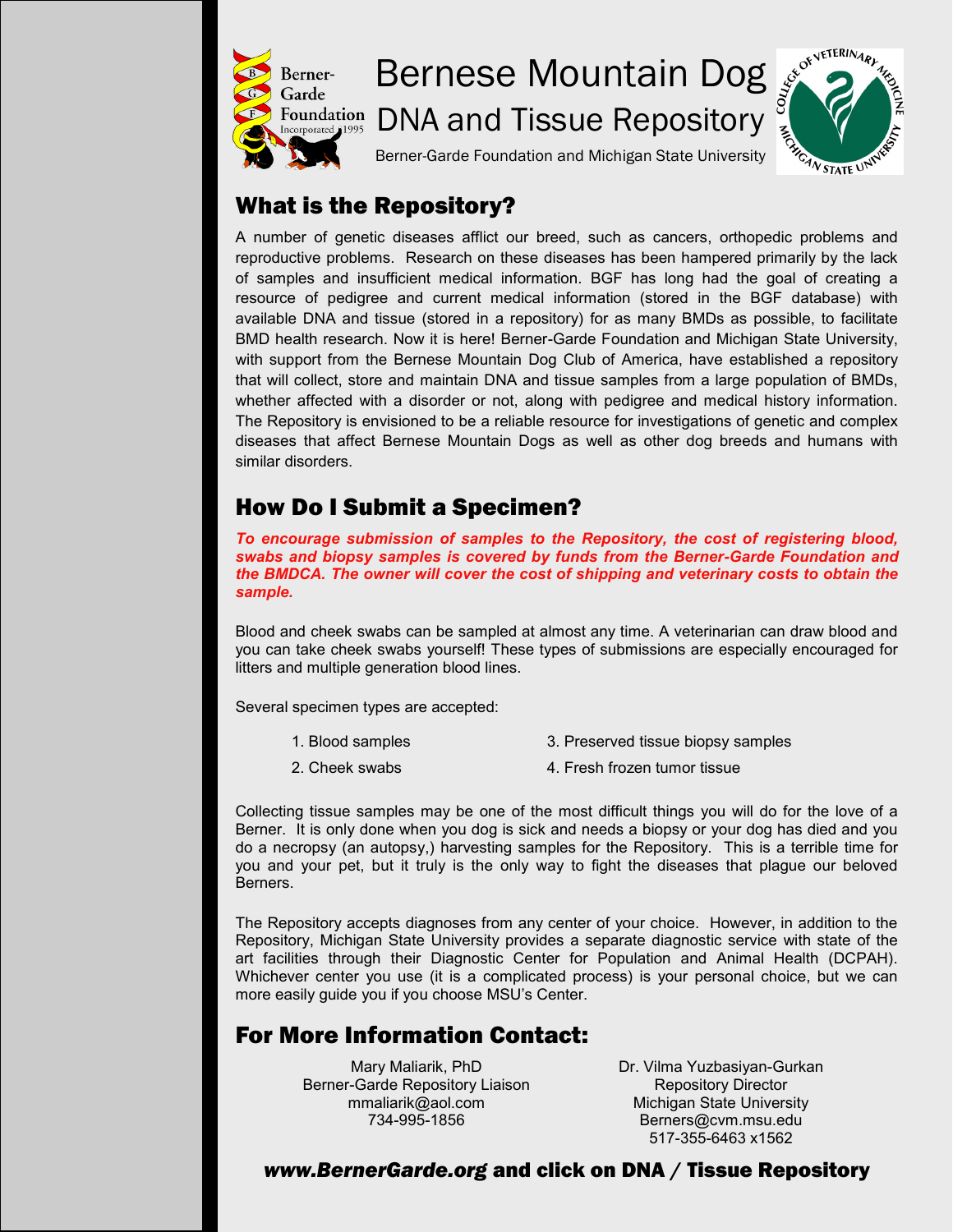# Bernese Mountain Dog DNA and Tissue Repository

Berner-Garde Foundation and Michigan State University

## What is the Repository?

A number of genetic diseases afflict our breed, such as cancers, orthopedic problems and reproductive problems. Research on these diseases has been hampered primarily by the lack of samples and insufficient medical information. BGF has long had the goal of creating a resource of pedigree and current medical information (stored in the BGF database) with available DNA and tissue (stored in a repository) for as many BMDs as possible, to facilitate BMD health research. Now it is here! Berner-Garde Foundation and Michigan State University, with support from the Bernese Mountain Dog Club of America, have established a repository that will collect, store and maintain DNA and tissue samples from a large population of BMDs, whether affected with a disorder or not, along with pedigree and medical history information. The Repository is envisioned to be a reliable resource for investigations of genetic and complex diseases that affect Bernese Mountain Dogs as well as other dog breeds and humans with similar disorders.

## How Do I Submit a Specimen?

***To encourage submission of samples to the Repository, the cost of registering blood, swabs and biopsy samples is covered by funds from the Berner-Garde Foundation and the BMDCA. The owner will cover the cost of shipping and veterinary costs to obtain the sample.***

Blood and cheek swabs can be sampled at almost any time. A veterinarian can draw blood and you can take cheek swabs yourself! These types of submissions are especially encouraged for litters and multiple generation blood lines.

Several specimen types are accepted:

1. Blood samples
2. Cheek swabs
3. Preserved tissue biopsy samples
4. Fresh frozen tumor tissue

Collecting tissue samples may be one of the most difficult things you will do for the love of a Berner. It is only done when you dog is sick and needs a biopsy or your dog has died and you do a necropsy (an autopsy,) harvesting samples for the Repository. This is a terrible time for you and your pet, but it truly is the only way to fight the diseases that plague our beloved Berners.

The Repository accepts diagnoses from any center of your choice. However, in addition to the Repository, Michigan State University provides a separate diagnostic service with state of the art facilities through their Diagnostic Center for Population and Animal Health (DCPAH). Whichever center you use (it is a complicated process) is your personal choice, but we can more easily guide you if you choose MSU's Center.

## For More Information Contact:

Mary Maliarik, PhD
Berner-Garde Repository Liaison
mmaliarik@aol.com
734-995-1856

Dr. Vilma Yuzbasiyan-Gurkan
Repository Director
Michigan State University
Berners@cvm.msu.edu
517-355-6463 x1562

***www.BernerGarde.org* and click on DNA / Tissue Repository**